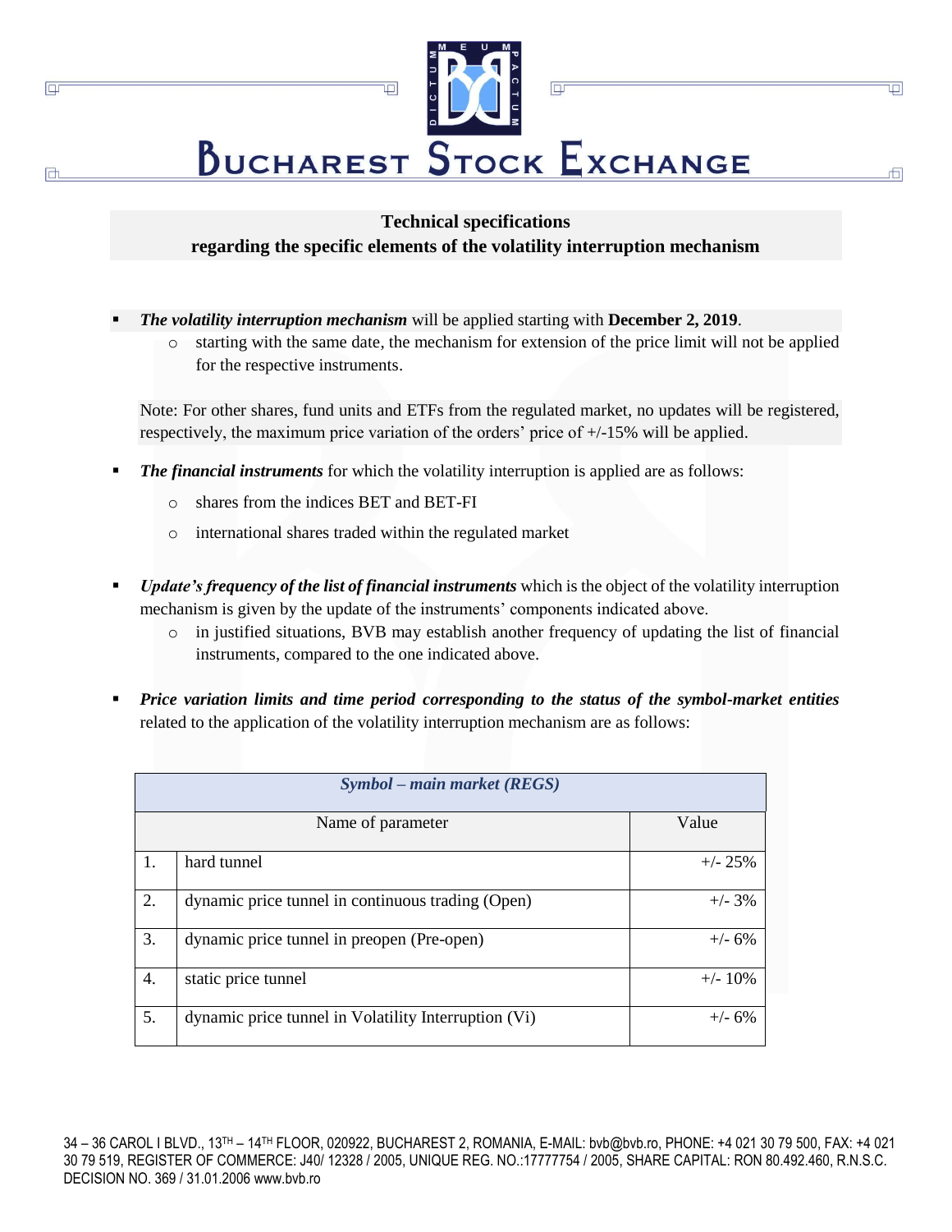# Bucharest Stock Exchange

**Technical specifications**
**regarding the specific elements of the volatility interruption mechanism**

- ***The volatility interruption mechanism*** will be applied starting with **December 2, 2019**.
  - starting with the same date, the mechanism for extension of the price limit will not be applied for the respective instruments.

  Note: For other shares, fund units and ETFs from the regulated market, no updates will be registered, respectively, the maximum price variation of the orders' price of +/-15% will be applied.

- ***The financial instruments*** for which the volatility interruption is applied are as follows:
  - shares from the indices BET and BET-FI
  - international shares traded within the regulated market

- ***Update's frequency of the list of financial instruments*** which is the object of the volatility interruption mechanism is given by the update of the instruments' components indicated above.
  - in justified situations, BVB may establish another frequency of updating the list of financial instruments, compared to the one indicated above.

- ***Price variation limits and time period corresponding to the status of the symbol-market entities*** related to the application of the volatility interruption mechanism are as follows:

| ***Symbol – main market (REGS)*** | | |
|---|---|---|
| Name of parameter | | Value |
| 1. | hard tunnel | +/- 25% |
| 2. | dynamic price tunnel in continuous trading (Open) | +/- 3% |
| 3. | dynamic price tunnel in preopen (Pre-open) | +/- 6% |
| 4. | static price tunnel | +/- 10% |
| 5. | dynamic price tunnel in Volatility Interruption (Vi) | +/- 6% |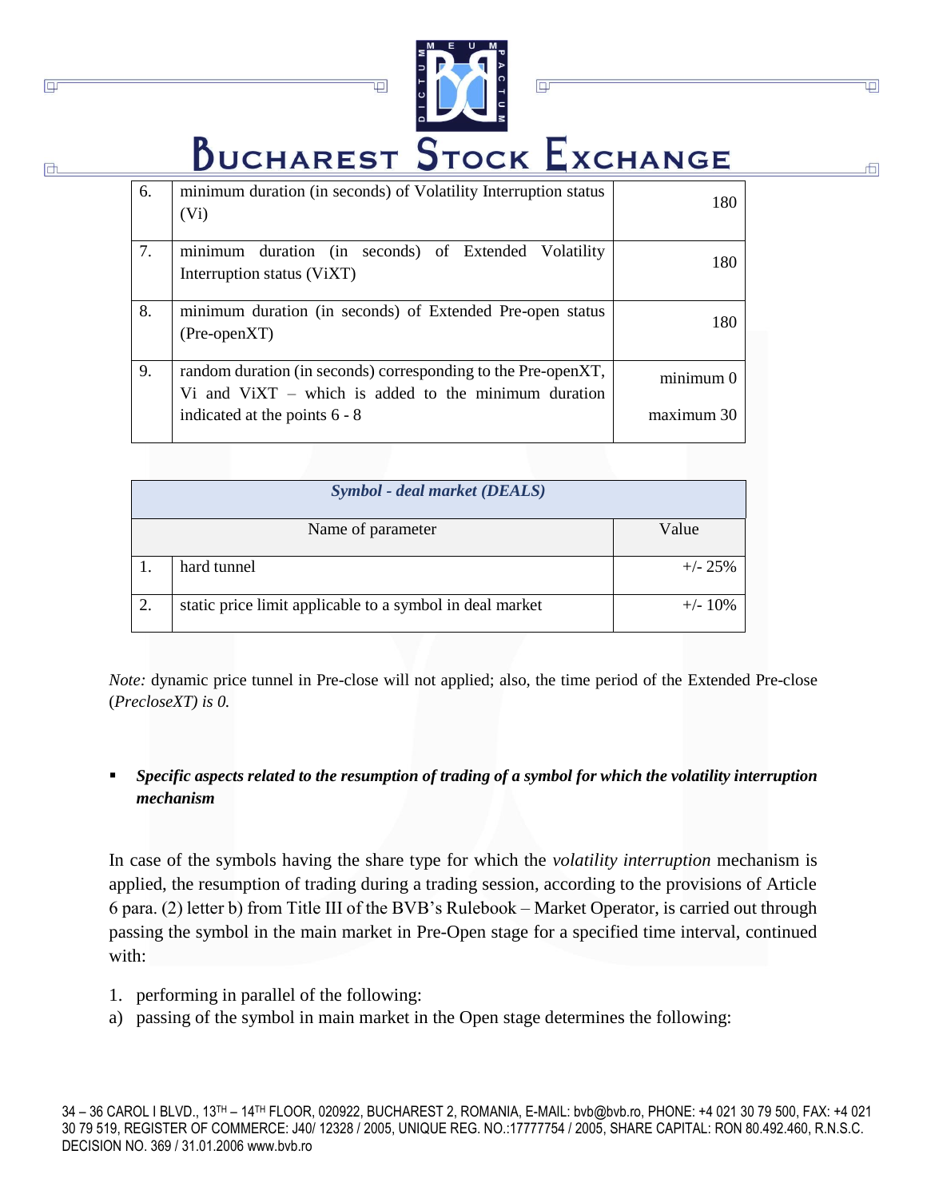| | | |
|---|---|---|
| 6. | minimum duration (in seconds) of Volatility Interruption status (Vi) | 180 |
| 7. | minimum duration (in seconds) of Extended Volatility Interruption status (ViXT) | 180 |
| 8. | minimum duration (in seconds) of Extended Pre-open status (Pre-openXT) | 180 |
| 9. | random duration (in seconds) corresponding to the Pre-openXT, Vi and ViXT – which is added to the minimum duration indicated at the points 6 - 8 | minimum 0<br>maximum 30 |

| ***Symbol - deal market (DEALS)*** | | |
|---|---|---|
| Name of parameter | | Value |
| 1. | hard tunnel | +/- 25% |
| 2. | static price limit applicable to a symbol in deal market | +/- 10% |

*Note:* dynamic price tunnel in Pre-close will not applied; also, the time period of the Extended Pre-close (*PrecloseXT) is 0.*

- ***Specific aspects related to the resumption of trading of a symbol for which the volatility interruption mechanism***

In case of the symbols having the share type for which the *volatility interruption* mechanism is applied, the resumption of trading during a trading session, according to the provisions of Article 6 para. (2) letter b) from Title III of the BVB's Rulebook – Market Operator, is carried out through passing the symbol in the main market in Pre-Open stage for a specified time interval, continued with:

1. performing in parallel of the following:

a) passing of the symbol in main market in the Open stage determines the following: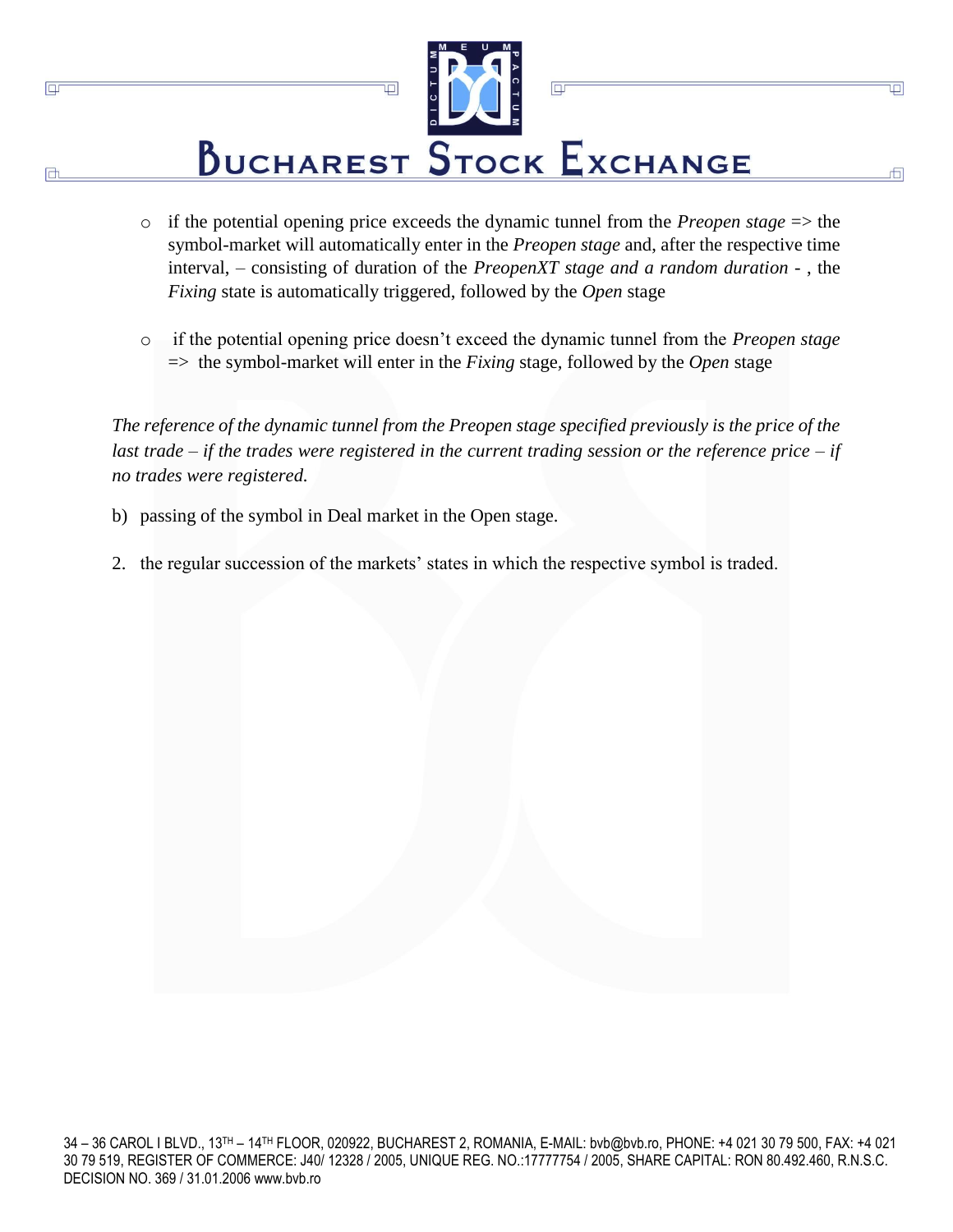- if the potential opening price exceeds the dynamic tunnel from the *Preopen stage* => the symbol-market will automatically enter in the *Preopen stage* and, after the respective time interval, – consisting of duration of the *PreopenXT stage and a random duration* - , the *Fixing* state is automatically triggered, followed by the *Open* stage

- if the potential opening price doesn't exceed the dynamic tunnel from the *Preopen stage* => the symbol-market will enter in the *Fixing* stage, followed by the *Open* stage

*The reference of the dynamic tunnel from the Preopen stage specified previously is the price of the last trade – if the trades were registered in the current trading session or the reference price – if no trades were registered.*

b) passing of the symbol in Deal market in the Open stage.

2. the regular succession of the markets' states in which the respective symbol is traded.